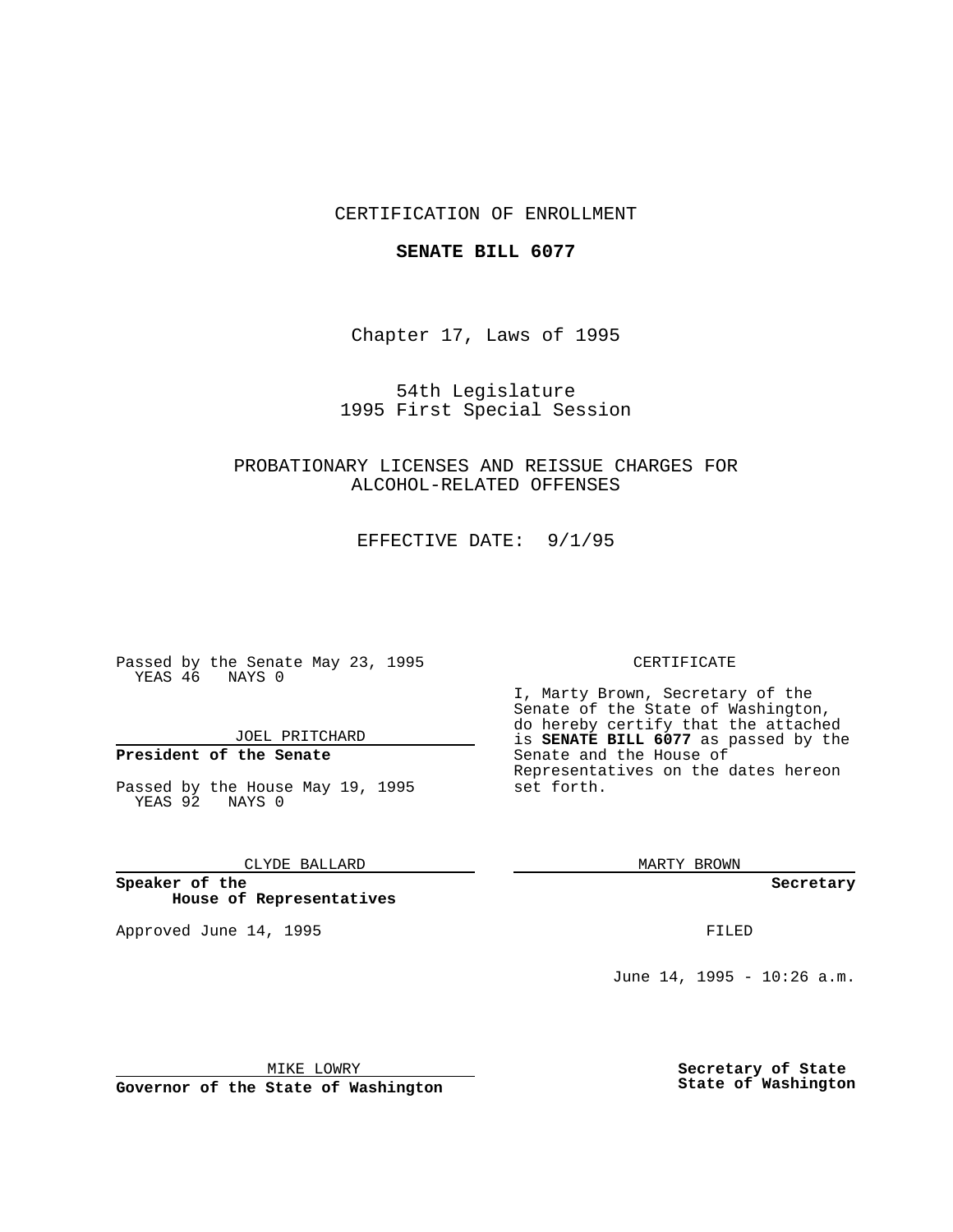CERTIFICATION OF ENROLLMENT

**SENATE BILL 6077**

Chapter 17, Laws of 1995

54th Legislature
1995 First Special Session

PROBATIONARY LICENSES AND REISSUE CHARGES FOR ALCOHOL-RELATED OFFENSES

EFFECTIVE DATE: 9/1/95

Passed by the Senate May 23, 1995
YEAS 46 NAYS 0

JOEL PRITCHARD
**President of the Senate**

Passed by the House May 19, 1995
YEAS 92 NAYS 0

CLYDE BALLARD
**Speaker of the House of Representatives**

Approved June 14, 1995

MIKE LOWRY
**Governor of the State of Washington**

CERTIFICATE

I, Marty Brown, Secretary of the Senate of the State of Washington, do hereby certify that the attached is **SENATE BILL 6077** as passed by the Senate and the House of Representatives on the dates hereon set forth.

MARTY BROWN
**Secretary**

FILED

June 14, 1995 - 10:26 a.m.

**Secretary of State**
**State of Washington**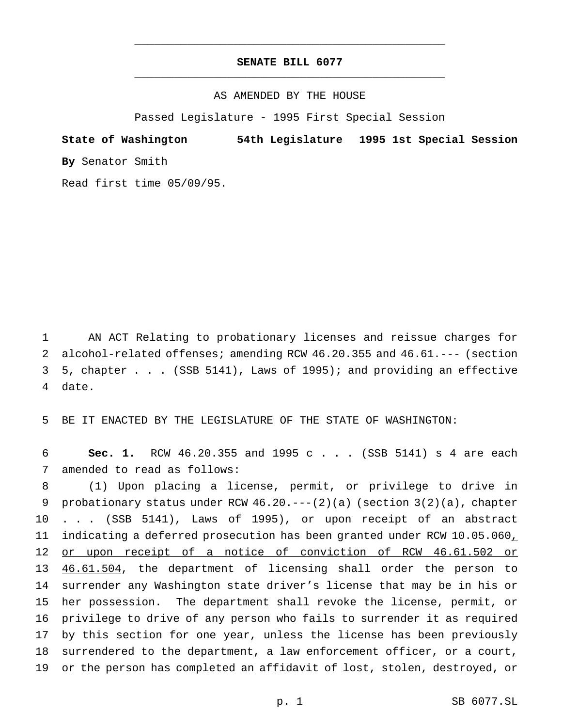# SENATE BILL 6077

AS AMENDED BY THE HOUSE

Passed Legislature - 1995 First Special Session

**State of Washington 54th Legislature 1995 1st Special Session**

**By** Senator Smith

Read first time 05/09/95.

1 AN ACT Relating to probationary licenses and reissue charges for
2 alcohol-related offenses; amending RCW 46.20.355 and 46.61.--- (section
3 5, chapter . . . (SSB 5141), Laws of 1995); and providing an effective
4 date.

5 BE IT ENACTED BY THE LEGISLATURE OF THE STATE OF WASHINGTON:

6 **Sec. 1.** RCW 46.20.355 and 1995 c . . . (SSB 5141) s 4 are each
7 amended to read as follows:

8 (1) Upon placing a license, permit, or privilege to drive in
9 probationary status under RCW 46.20.---(2)(a) (section 3(2)(a), chapter
10 . . . (SSB 5141), Laws of 1995), or upon receipt of an abstract
11 indicating a deferred prosecution has been granted under RCW 10.05.060<u>,</u>
12 <u>or upon receipt of a notice of conviction of RCW 46.61.502 or</u>
13 <u>46.61.504</u>, the department of licensing shall order the person to
14 surrender any Washington state driver's license that may be in his or
15 her possession. The department shall revoke the license, permit, or
16 privilege to drive of any person who fails to surrender it as required
17 by this section for one year, unless the license has been previously
18 surrendered to the department, a law enforcement officer, or a court,
19 or the person has completed an affidavit of lost, stolen, destroyed, or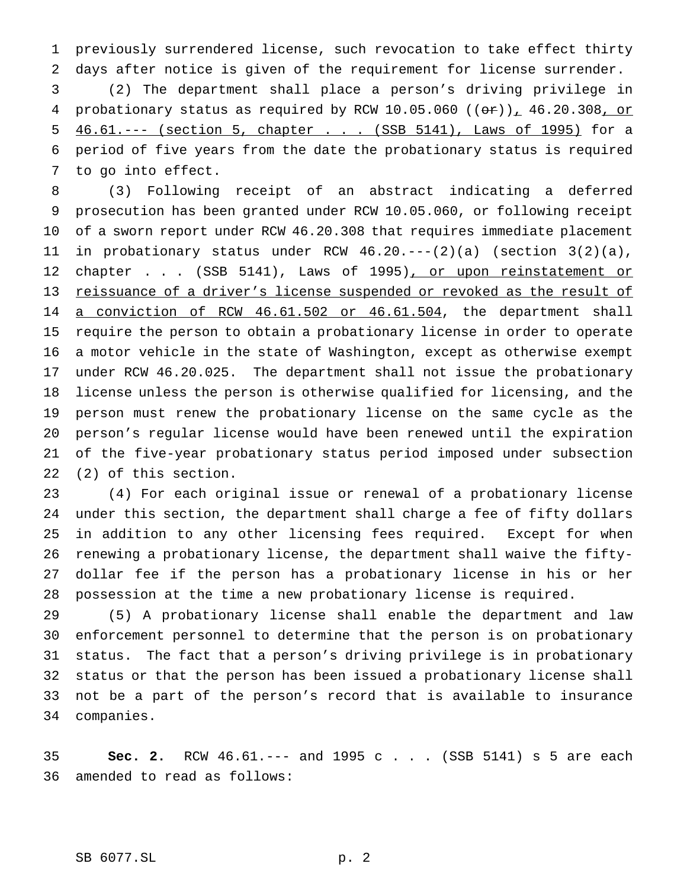previously surrendered license, such revocation to take effect thirty days after notice is given of the requirement for license surrender.

(2) The department shall place a person's driving privilege in probationary status as required by RCW 10.05.060 ((or)), 46.20.308, or 46.61.--- (section 5, chapter . . . (SSB 5141), Laws of 1995) for a period of five years from the date the probationary status is required to go into effect.

(3) Following receipt of an abstract indicating a deferred prosecution has been granted under RCW 10.05.060, or following receipt of a sworn report under RCW 46.20.308 that requires immediate placement in probationary status under RCW 46.20.---(2)(a) (section 3(2)(a), chapter . . . (SSB 5141), Laws of 1995), or upon reinstatement or reissuance of a driver's license suspended or revoked as the result of a conviction of RCW 46.61.502 or 46.61.504, the department shall require the person to obtain a probationary license in order to operate a motor vehicle in the state of Washington, except as otherwise exempt under RCW 46.20.025. The department shall not issue the probationary license unless the person is otherwise qualified for licensing, and the person must renew the probationary license on the same cycle as the person's regular license would have been renewed until the expiration of the five-year probationary status period imposed under subsection (2) of this section.

(4) For each original issue or renewal of a probationary license under this section, the department shall charge a fee of fifty dollars in addition to any other licensing fees required. Except for when renewing a probationary license, the department shall waive the fifty-dollar fee if the person has a probationary license in his or her possession at the time a new probationary license is required.

(5) A probationary license shall enable the department and law enforcement personnel to determine that the person is on probationary status. The fact that a person's driving privilege is in probationary status or that the person has been issued a probationary license shall not be a part of the person's record that is available to insurance companies.

**Sec. 2.** RCW 46.61.--- and 1995 c . . . (SSB 5141) s 5 are each amended to read as follows: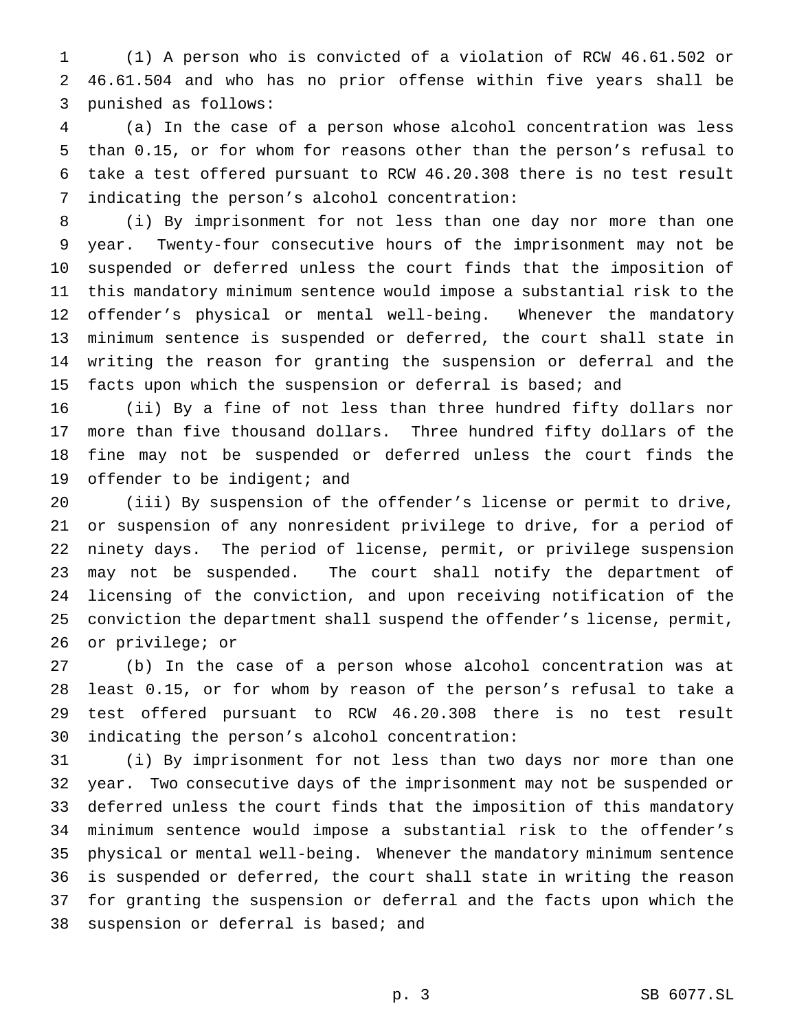(1) A person who is convicted of a violation of RCW 46.61.502 or 46.61.504 and who has no prior offense within five years shall be punished as follows:

(a) In the case of a person whose alcohol concentration was less than 0.15, or for whom for reasons other than the person's refusal to take a test offered pursuant to RCW 46.20.308 there is no test result indicating the person's alcohol concentration:

(i) By imprisonment for not less than one day nor more than one year. Twenty-four consecutive hours of the imprisonment may not be suspended or deferred unless the court finds that the imposition of this mandatory minimum sentence would impose a substantial risk to the offender's physical or mental well-being. Whenever the mandatory minimum sentence is suspended or deferred, the court shall state in writing the reason for granting the suspension or deferral and the facts upon which the suspension or deferral is based; and

(ii) By a fine of not less than three hundred fifty dollars nor more than five thousand dollars. Three hundred fifty dollars of the fine may not be suspended or deferred unless the court finds the offender to be indigent; and

(iii) By suspension of the offender's license or permit to drive, or suspension of any nonresident privilege to drive, for a period of ninety days. The period of license, permit, or privilege suspension may not be suspended. The court shall notify the department of licensing of the conviction, and upon receiving notification of the conviction the department shall suspend the offender's license, permit, or privilege; or

(b) In the case of a person whose alcohol concentration was at least 0.15, or for whom by reason of the person's refusal to take a test offered pursuant to RCW 46.20.308 there is no test result indicating the person's alcohol concentration:

(i) By imprisonment for not less than two days nor more than one year. Two consecutive days of the imprisonment may not be suspended or deferred unless the court finds that the imposition of this mandatory minimum sentence would impose a substantial risk to the offender's physical or mental well-being. Whenever the mandatory minimum sentence is suspended or deferred, the court shall state in writing the reason for granting the suspension or deferral and the facts upon which the suspension or deferral is based; and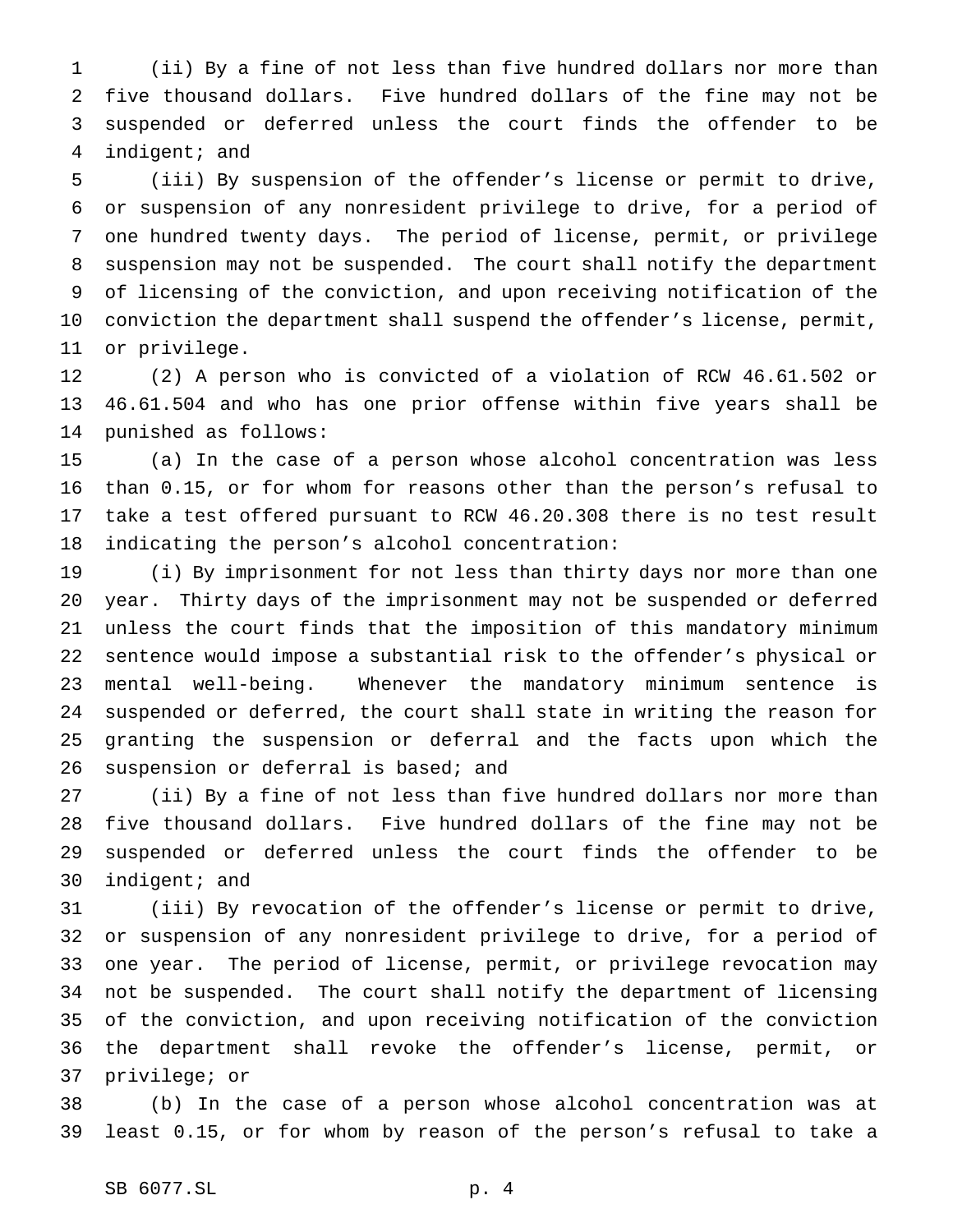(ii) By a fine of not less than five hundred dollars nor more than five thousand dollars. Five hundred dollars of the fine may not be suspended or deferred unless the court finds the offender to be indigent; and

(iii) By suspension of the offender's license or permit to drive, or suspension of any nonresident privilege to drive, for a period of one hundred twenty days. The period of license, permit, or privilege suspension may not be suspended. The court shall notify the department of licensing of the conviction, and upon receiving notification of the conviction the department shall suspend the offender's license, permit, or privilege.

(2) A person who is convicted of a violation of RCW 46.61.502 or 46.61.504 and who has one prior offense within five years shall be punished as follows:

(a) In the case of a person whose alcohol concentration was less than 0.15, or for whom for reasons other than the person's refusal to take a test offered pursuant to RCW 46.20.308 there is no test result indicating the person's alcohol concentration:

(i) By imprisonment for not less than thirty days nor more than one year. Thirty days of the imprisonment may not be suspended or deferred unless the court finds that the imposition of this mandatory minimum sentence would impose a substantial risk to the offender's physical or mental well-being. Whenever the mandatory minimum sentence is suspended or deferred, the court shall state in writing the reason for granting the suspension or deferral and the facts upon which the suspension or deferral is based; and

(ii) By a fine of not less than five hundred dollars nor more than five thousand dollars. Five hundred dollars of the fine may not be suspended or deferred unless the court finds the offender to be indigent; and

(iii) By revocation of the offender's license or permit to drive, or suspension of any nonresident privilege to drive, for a period of one year. The period of license, permit, or privilege revocation may not be suspended. The court shall notify the department of licensing of the conviction, and upon receiving notification of the conviction the department shall revoke the offender's license, permit, or privilege; or

(b) In the case of a person whose alcohol concentration was at least 0.15, or for whom by reason of the person's refusal to take a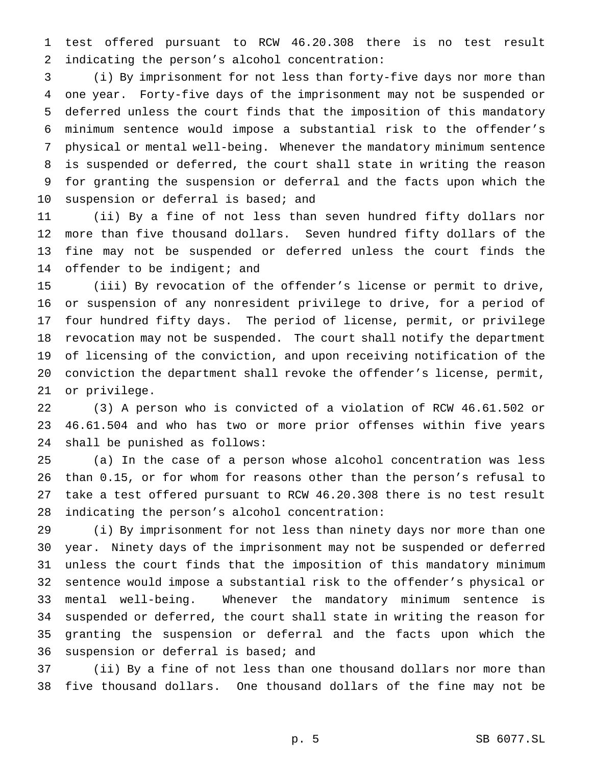test offered pursuant to RCW 46.20.308 there is no test result indicating the person's alcohol concentration:

(i) By imprisonment for not less than forty-five days nor more than one year. Forty-five days of the imprisonment may not be suspended or deferred unless the court finds that the imposition of this mandatory minimum sentence would impose a substantial risk to the offender's physical or mental well-being. Whenever the mandatory minimum sentence is suspended or deferred, the court shall state in writing the reason for granting the suspension or deferral and the facts upon which the suspension or deferral is based; and

(ii) By a fine of not less than seven hundred fifty dollars nor more than five thousand dollars. Seven hundred fifty dollars of the fine may not be suspended or deferred unless the court finds the offender to be indigent; and

(iii) By revocation of the offender's license or permit to drive, or suspension of any nonresident privilege to drive, for a period of four hundred fifty days. The period of license, permit, or privilege revocation may not be suspended. The court shall notify the department of licensing of the conviction, and upon receiving notification of the conviction the department shall revoke the offender's license, permit, or privilege.

(3) A person who is convicted of a violation of RCW 46.61.502 or 46.61.504 and who has two or more prior offenses within five years shall be punished as follows:

(a) In the case of a person whose alcohol concentration was less than 0.15, or for whom for reasons other than the person's refusal to take a test offered pursuant to RCW 46.20.308 there is no test result indicating the person's alcohol concentration:

(i) By imprisonment for not less than ninety days nor more than one year. Ninety days of the imprisonment may not be suspended or deferred unless the court finds that the imposition of this mandatory minimum sentence would impose a substantial risk to the offender's physical or mental well-being. Whenever the mandatory minimum sentence is suspended or deferred, the court shall state in writing the reason for granting the suspension or deferral and the facts upon which the suspension or deferral is based; and

(ii) By a fine of not less than one thousand dollars nor more than five thousand dollars. One thousand dollars of the fine may not be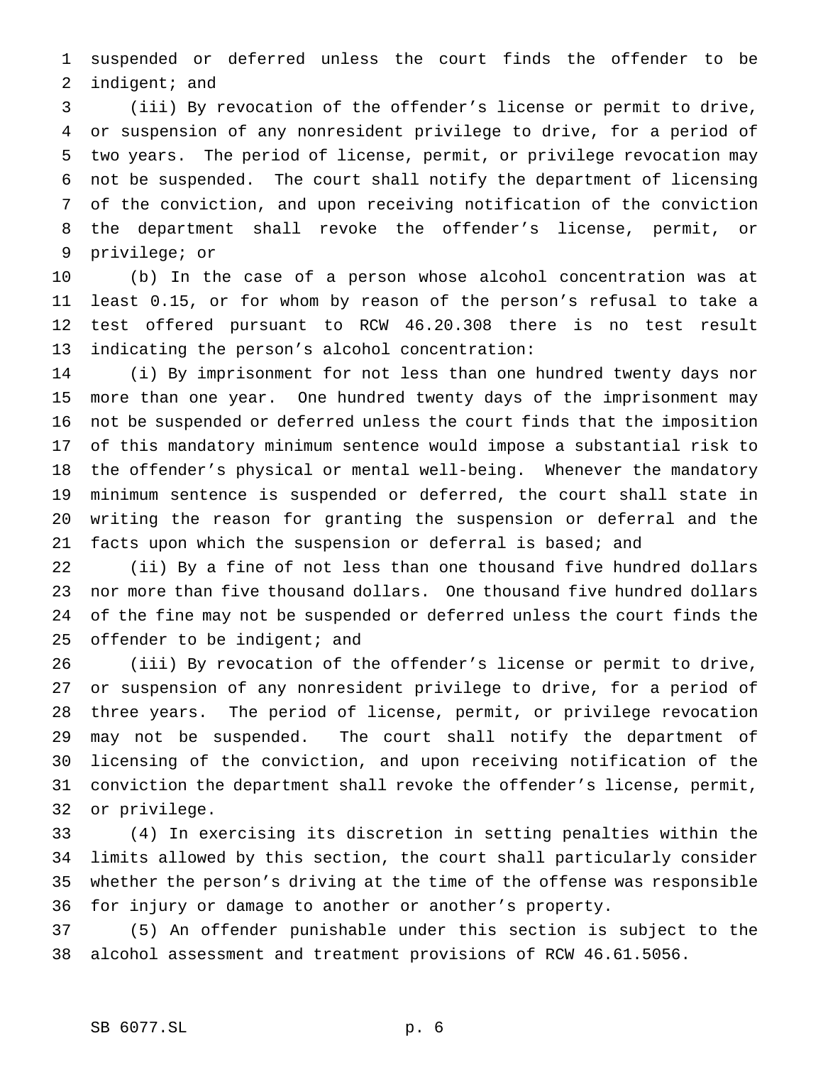suspended or deferred unless the court finds the offender to be indigent; and

(iii) By revocation of the offender's license or permit to drive, or suspension of any nonresident privilege to drive, for a period of two years. The period of license, permit, or privilege revocation may not be suspended. The court shall notify the department of licensing of the conviction, and upon receiving notification of the conviction the department shall revoke the offender's license, permit, or privilege; or

(b) In the case of a person whose alcohol concentration was at least 0.15, or for whom by reason of the person's refusal to take a test offered pursuant to RCW 46.20.308 there is no test result indicating the person's alcohol concentration:

(i) By imprisonment for not less than one hundred twenty days nor more than one year. One hundred twenty days of the imprisonment may not be suspended or deferred unless the court finds that the imposition of this mandatory minimum sentence would impose a substantial risk to the offender's physical or mental well-being. Whenever the mandatory minimum sentence is suspended or deferred, the court shall state in writing the reason for granting the suspension or deferral and the facts upon which the suspension or deferral is based; and

(ii) By a fine of not less than one thousand five hundred dollars nor more than five thousand dollars. One thousand five hundred dollars of the fine may not be suspended or deferred unless the court finds the offender to be indigent; and

(iii) By revocation of the offender's license or permit to drive, or suspension of any nonresident privilege to drive, for a period of three years. The period of license, permit, or privilege revocation may not be suspended. The court shall notify the department of licensing of the conviction, and upon receiving notification of the conviction the department shall revoke the offender's license, permit, or privilege.

(4) In exercising its discretion in setting penalties within the limits allowed by this section, the court shall particularly consider whether the person's driving at the time of the offense was responsible for injury or damage to another or another's property.

(5) An offender punishable under this section is subject to the alcohol assessment and treatment provisions of RCW 46.61.5056.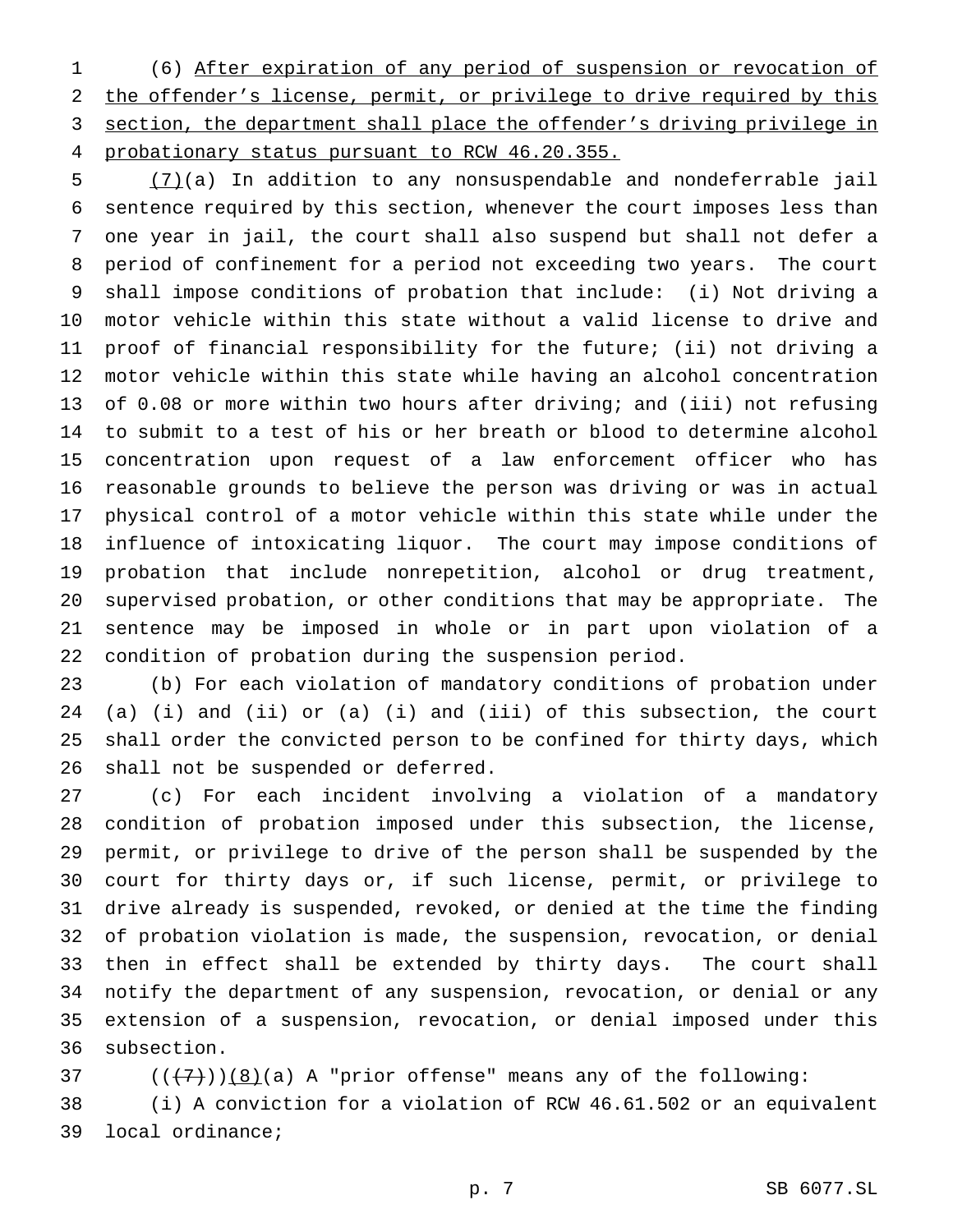(6) After expiration of any period of suspension or revocation of the offender's license, permit, or privilege to drive required by this section, the department shall place the offender's driving privilege in probationary status pursuant to RCW 46.20.355.

(7)(a) In addition to any nonsuspendable and nondeferrable jail sentence required by this section, whenever the court imposes less than one year in jail, the court shall also suspend but shall not defer a period of confinement for a period not exceeding two years. The court shall impose conditions of probation that include: (i) Not driving a motor vehicle within this state without a valid license to drive and proof of financial responsibility for the future; (ii) not driving a motor vehicle within this state while having an alcohol concentration of 0.08 or more within two hours after driving; and (iii) not refusing to submit to a test of his or her breath or blood to determine alcohol concentration upon request of a law enforcement officer who has reasonable grounds to believe the person was driving or was in actual physical control of a motor vehicle within this state while under the influence of intoxicating liquor. The court may impose conditions of probation that include nonrepetition, alcohol or drug treatment, supervised probation, or other conditions that may be appropriate. The sentence may be imposed in whole or in part upon violation of a condition of probation during the suspension period.

(b) For each violation of mandatory conditions of probation under (a) (i) and (ii) or (a) (i) and (iii) of this subsection, the court shall order the convicted person to be confined for thirty days, which shall not be suspended or deferred.

(c) For each incident involving a violation of a mandatory condition of probation imposed under this subsection, the license, permit, or privilege to drive of the person shall be suspended by the court for thirty days or, if such license, permit, or privilege to drive already is suspended, revoked, or denied at the time the finding of probation violation is made, the suspension, revocation, or denial then in effect shall be extended by thirty days. The court shall notify the department of any suspension, revocation, or denial or any extension of a suspension, revocation, or denial imposed under this subsection.

~~((7))~~(8)(a) A "prior offense" means any of the following:

(i) A conviction for a violation of RCW 46.61.502 or an equivalent local ordinance;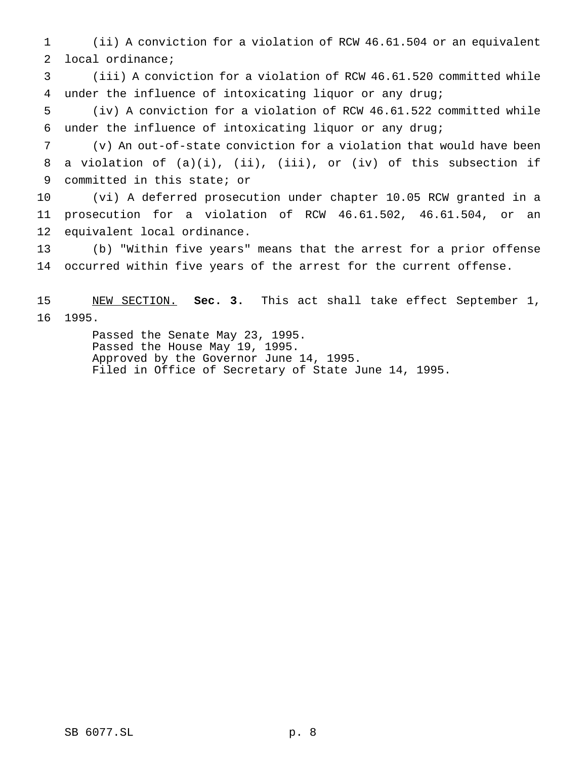(ii) A conviction for a violation of RCW 46.61.504 or an equivalent local ordinance;

(iii) A conviction for a violation of RCW 46.61.520 committed while under the influence of intoxicating liquor or any drug;

(iv) A conviction for a violation of RCW 46.61.522 committed while under the influence of intoxicating liquor or any drug;

(v) An out-of-state conviction for a violation that would have been a violation of (a)(i), (ii), (iii), or (iv) of this subsection if committed in this state; or

(vi) A deferred prosecution under chapter 10.05 RCW granted in a prosecution for a violation of RCW 46.61.502, 46.61.504, or an equivalent local ordinance.

(b) "Within five years" means that the arrest for a prior offense occurred within five years of the arrest for the current offense.

NEW SECTION. **Sec. 3.** This act shall take effect September 1, 1995.

Passed the Senate May 23, 1995.
Passed the House May 19, 1995.
Approved by the Governor June 14, 1995.
Filed in Office of Secretary of State June 14, 1995.